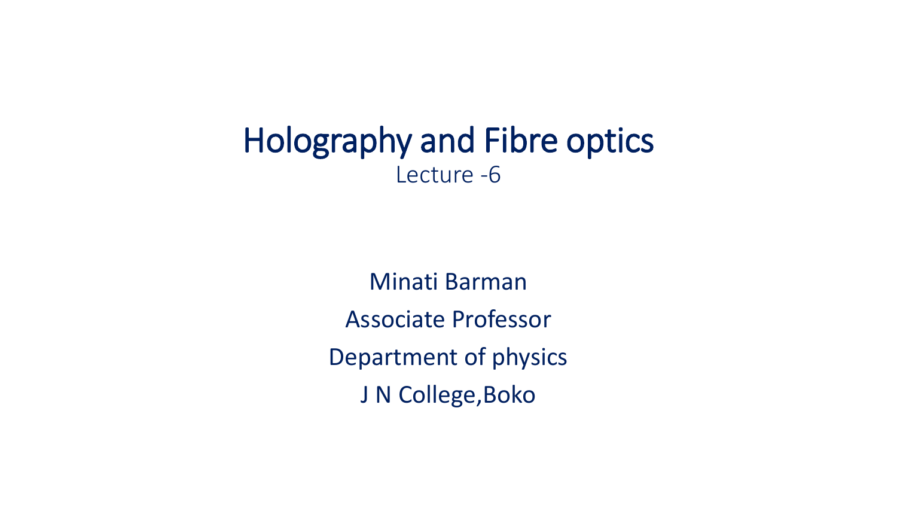# Holography and Fibre optics

Lecture -6

Minati Barman

Associate Professor

Department of physics

J N College,Boko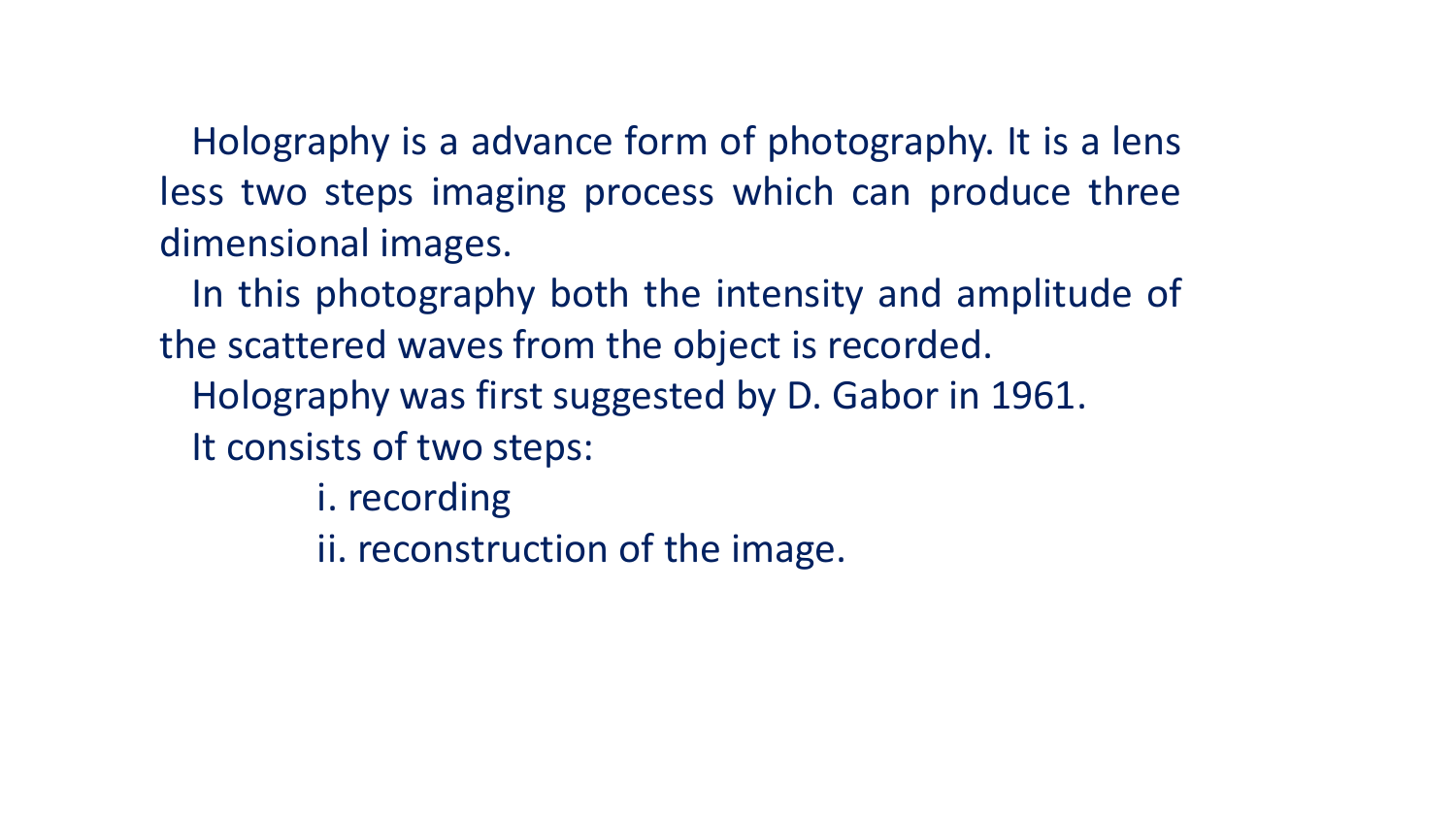Holography is a advance form of photography. It is a lens less two steps imaging process which can produce three dimensional images.

In this photography both the intensity and amplitude of the scattered waves from the object is recorded.

Holography was first suggested by D. Gabor in 1961.

It consists of two steps:

i. recording

ii. reconstruction of the image.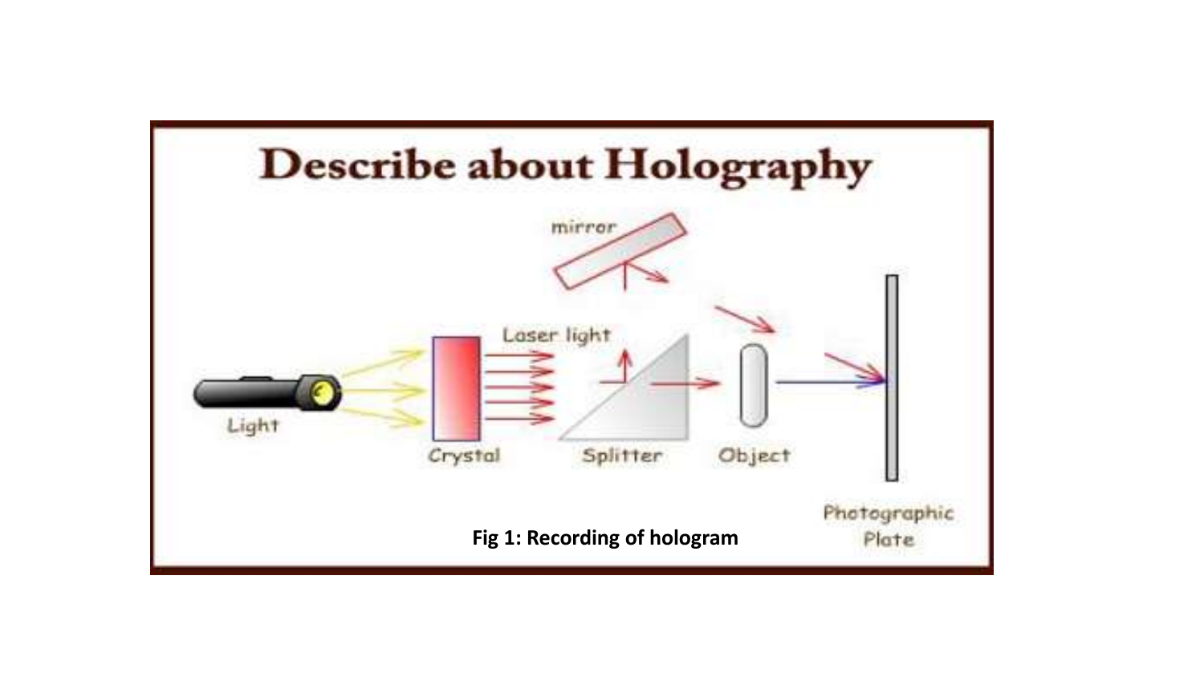# Describe about Holography

mirror

Laser light

Light

Crystal

Splitter

Object

Photographic Plate

**Fig 1: Recording of hologram**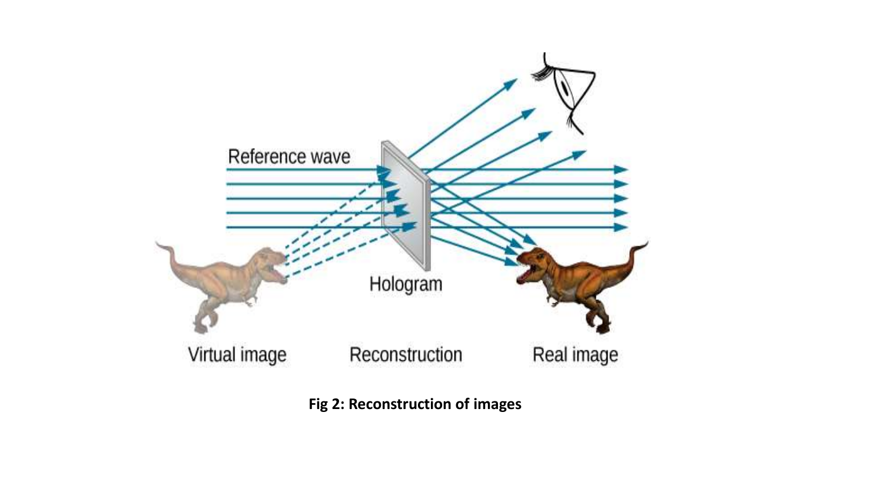**Fig 2: Reconstruction of images**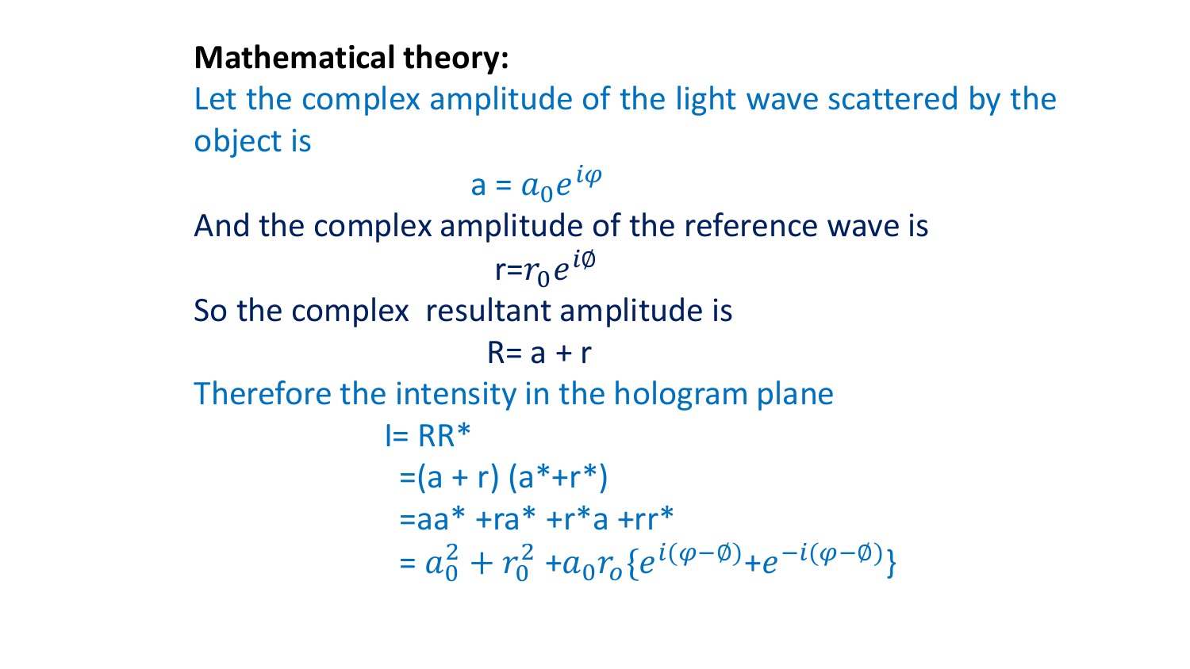**Mathematical theory:**

Let the complex amplitude of the light wave scattered by the object is

$$a = a_0 e^{i\varphi}$$

And the complex amplitude of the reference wave is

$$r = r_0 e^{i\emptyset}$$

So the complex resultant amplitude is

$$R = a + r$$

Therefore the intensity in the hologram plane

$$\begin{aligned}
I &= RR^* \\
&= (a + r)(a^* + r^*) \\
&= aa^* + ra^* + r^*a + rr^* \\
&= a_0^2 + r_0^2 + a_0 r_o \{e^{i(\varphi-\emptyset)} + e^{-i(\varphi-\emptyset)}\}
\end{aligned}$$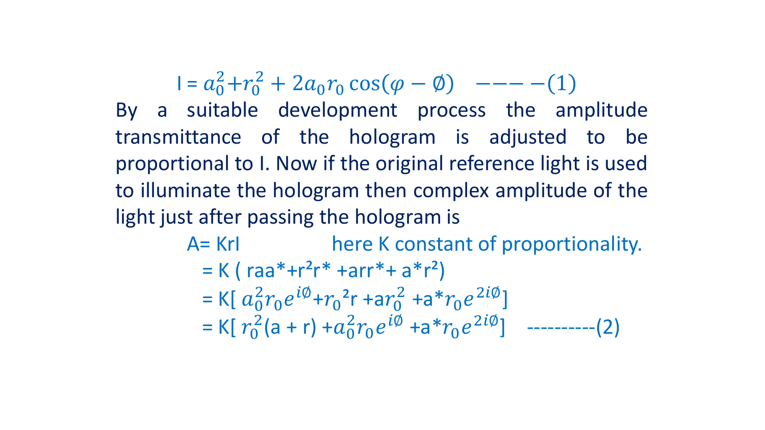$$I = a_0^2 + r_0^2 + 2a_0 r_0 \cos(\varphi - \emptyset) \quad ----(1)$$

By a suitable development process the amplitude transmittance of the hologram is adjusted to be proportional to I. Now if the original reference light is used to illuminate the hologram then complex amplitude of the light just after passing the hologram is

$$A = KrI \qquad \text{here K constant of proportionality.}$$

$$= K\,(raa^* + r^2 r^* + arr^* + a^* r^2)$$

$$= K[\,a_0^2 r_0 e^{i\emptyset} + r_0^2 r + a r_0^2 + a^* r_0 e^{2i\emptyset}]$$

$$= K[\,r_0^2(a + r) + a_0^2 r_0 e^{i\emptyset} + a^* r_0 e^{2i\emptyset}] \quad ----------(2)$$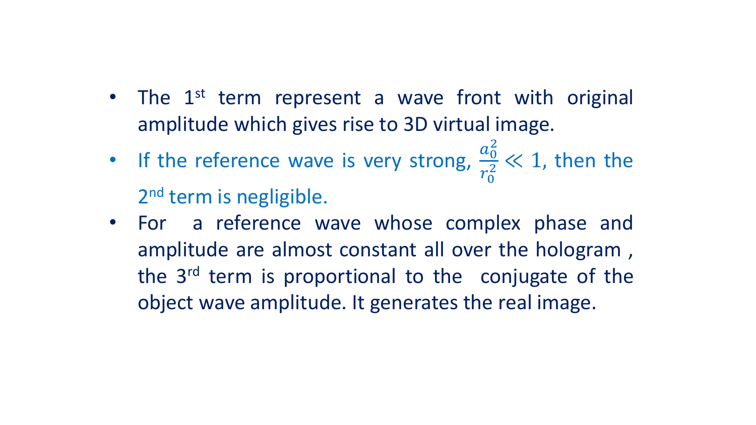- The 1st term represent a wave front with original amplitude which gives rise to 3D virtual image.
- If the reference wave is very strong, $\frac{a_0^2}{r_0^2} \ll 1$, then the 2nd term is negligible.
- For a reference wave whose complex phase and amplitude are almost constant all over the hologram , the 3rd term is proportional to the conjugate of the object wave amplitude. It generates the real image.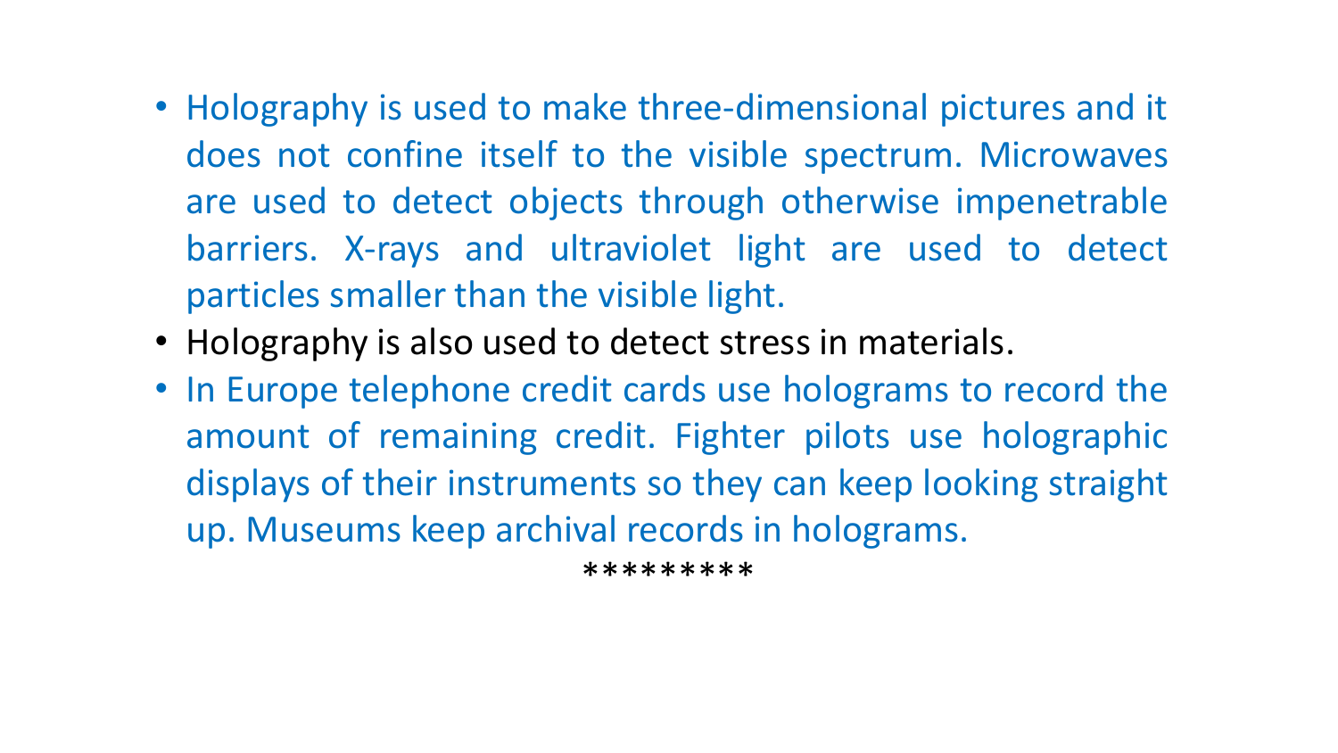- Holography is used to make three-dimensional pictures and it does not confine itself to the visible spectrum. Microwaves are used to detect objects through otherwise impenetrable barriers. X-rays and ultraviolet light are used to detect particles smaller than the visible light.
- Holography is also used to detect stress in materials.
- In Europe telephone credit cards use holograms to record the amount of remaining credit. Fighter pilots use holographic displays of their instruments so they can keep looking straight up. Museums keep archival records in holograms.

*********